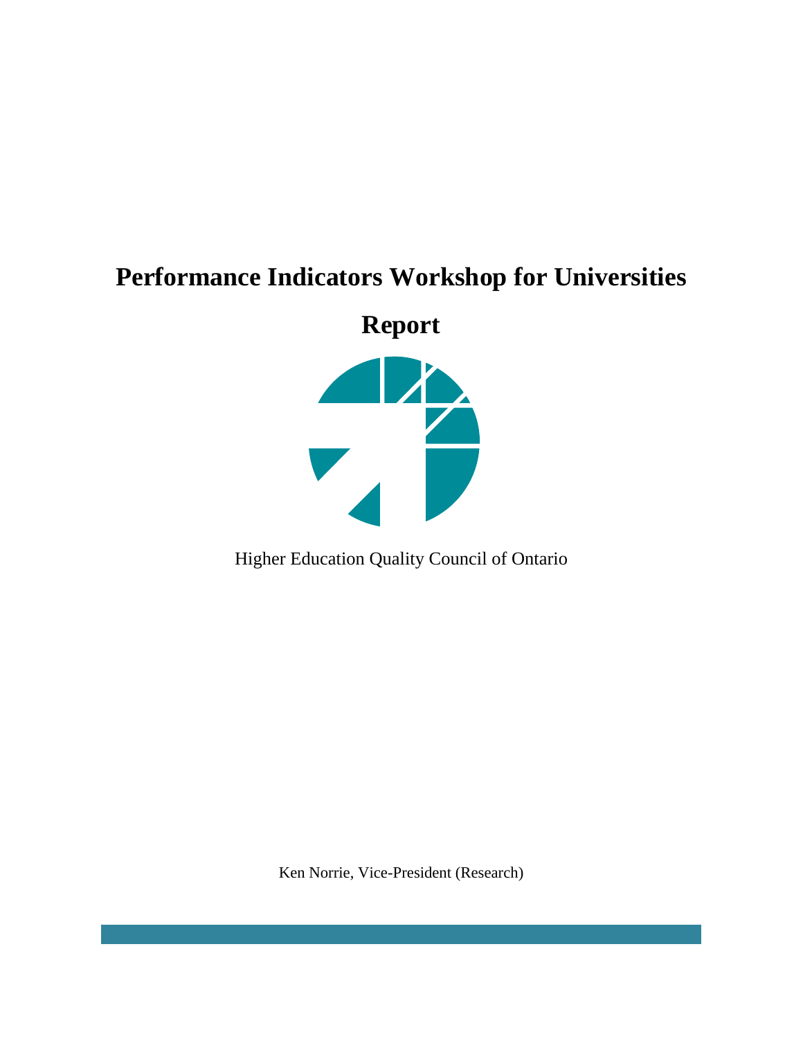# Performance Indicators Workshop for Universities

# Report

Higher Education Quality Council of Ontario

Ken Norrie, Vice-President (Research)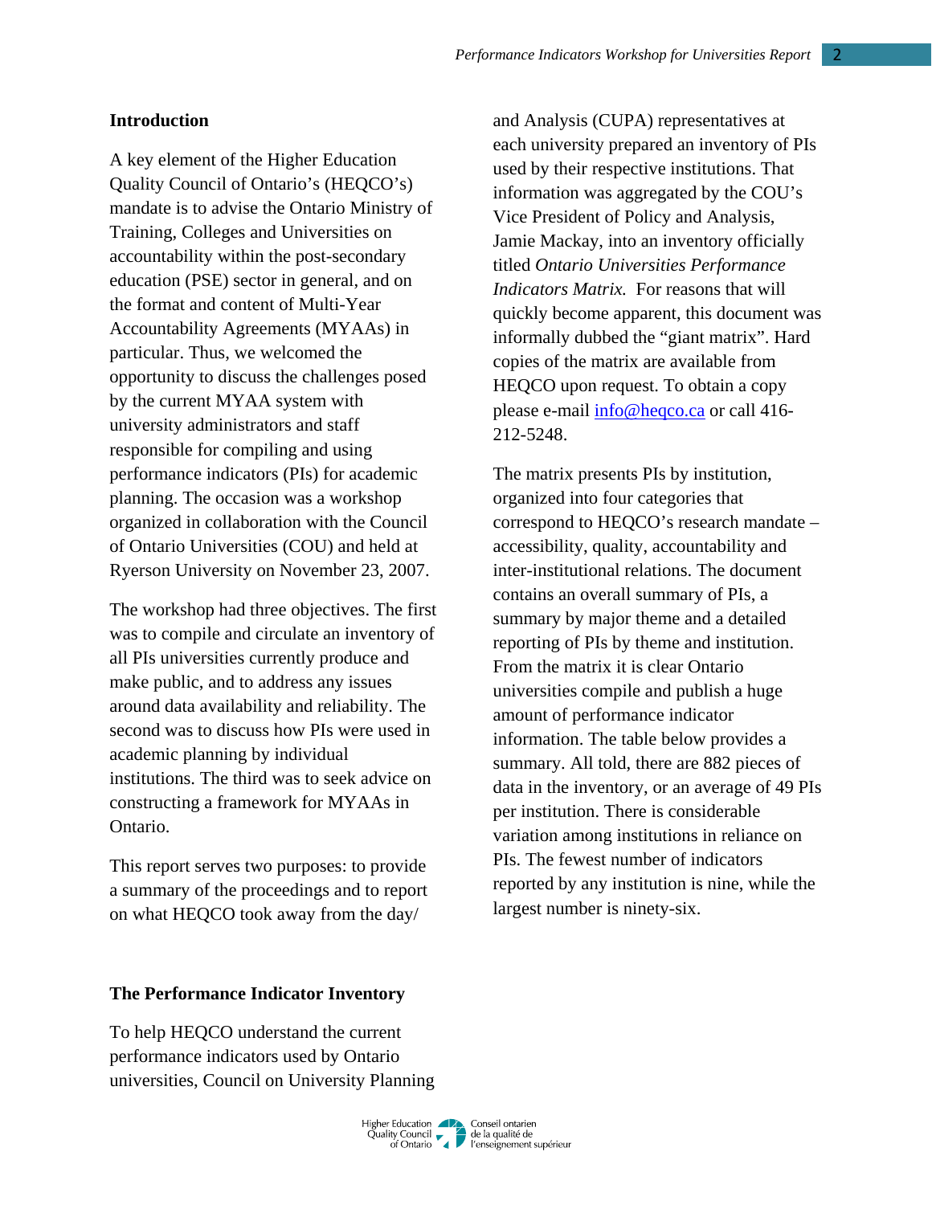## Introduction

A key element of the Higher Education Quality Council of Ontario's (HEQCO's) mandate is to advise the Ontario Ministry of Training, Colleges and Universities on accountability within the post-secondary education (PSE) sector in general, and on the format and content of Multi-Year Accountability Agreements (MYAAs) in particular. Thus, we welcomed the opportunity to discuss the challenges posed by the current MYAA system with university administrators and staff responsible for compiling and using performance indicators (PIs) for academic planning. The occasion was a workshop organized in collaboration with the Council of Ontario Universities (COU) and held at Ryerson University on November 23, 2007.

The workshop had three objectives. The first was to compile and circulate an inventory of all PIs universities currently produce and make public, and to address any issues around data availability and reliability. The second was to discuss how PIs were used in academic planning by individual institutions. The third was to seek advice on constructing a framework for MYAAs in Ontario.

This report serves two purposes: to provide a summary of the proceedings and to report on what HEQCO took away from the day/

## The Performance Indicator Inventory

To help HEQCO understand the current performance indicators used by Ontario universities, Council on University Planning and Analysis (CUPA) representatives at each university prepared an inventory of PIs used by their respective institutions. That information was aggregated by the COU's Vice President of Policy and Analysis, Jamie Mackay, into an inventory officially titled *Ontario Universities Performance Indicators Matrix.* For reasons that will quickly become apparent, this document was informally dubbed the "giant matrix". Hard copies of the matrix are available from HEQCO upon request. To obtain a copy please e-mail info@heqco.ca or call 416-212-5248.

The matrix presents PIs by institution, organized into four categories that correspond to HEQCO's research mandate – accessibility, quality, accountability and inter-institutional relations. The document contains an overall summary of PIs, a summary by major theme and a detailed reporting of PIs by theme and institution. From the matrix it is clear Ontario universities compile and publish a huge amount of performance indicator information. The table below provides a summary. All told, there are 882 pieces of data in the inventory, or an average of 49 PIs per institution. There is considerable variation among institutions in reliance on PIs. The fewest number of indicators reported by any institution is nine, while the largest number is ninety-six.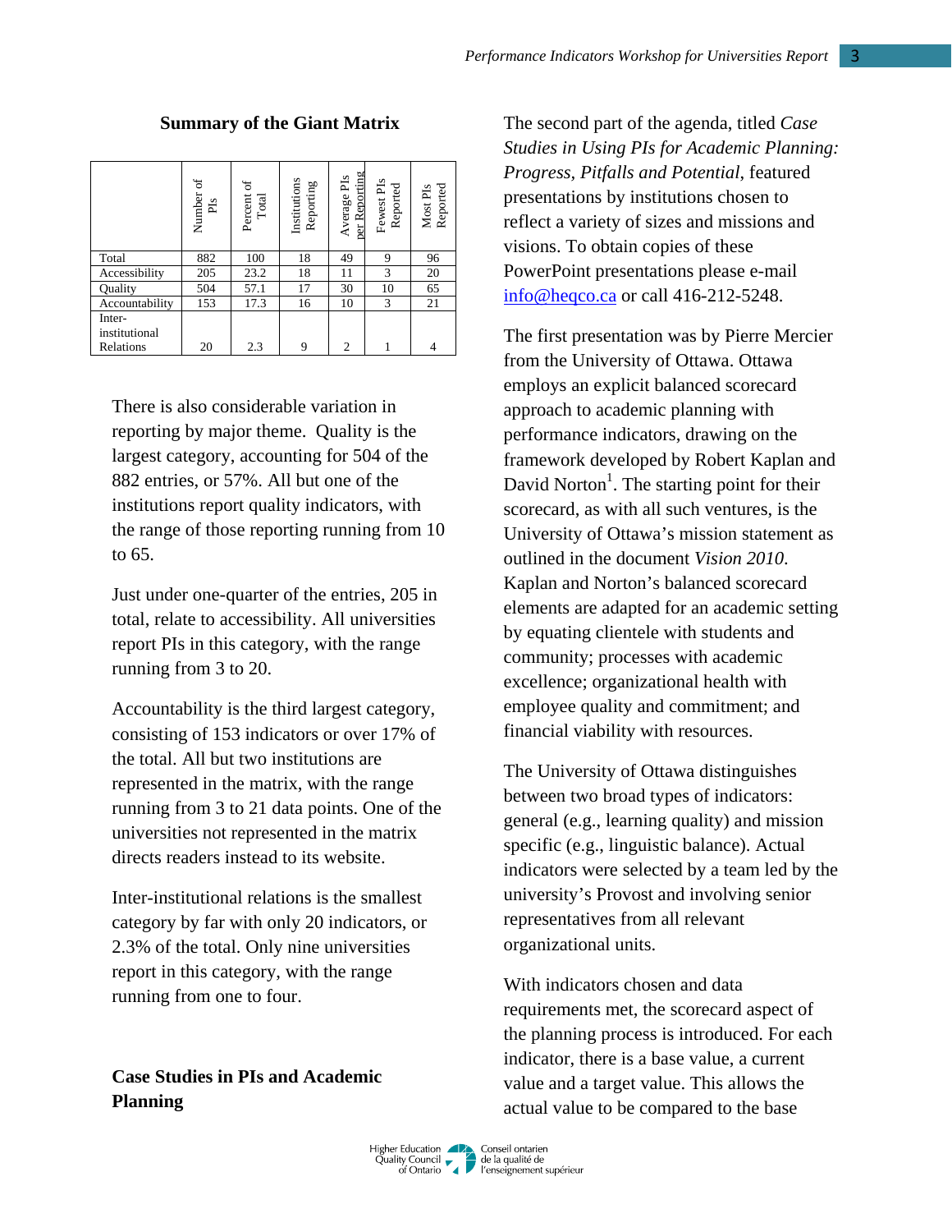**Summary of the Giant Matrix**

| | Number of PIs | Percent of Total | Institutions Reporting | Average PIs per Reporting | Fewest PIs Reported | Most PIs Reported |
|---|---|---|---|---|---|---|
| Total | 882 | 100 | 18 | 49 | 9 | 96 |
| Accessibility | 205 | 23.2 | 18 | 11 | 3 | 20 |
| Quality | 504 | 57.1 | 17 | 30 | 10 | 65 |
| Accountability | 153 | 17.3 | 16 | 10 | 3 | 21 |
| Inter-institutional Relations | 20 | 2.3 | 9 | 2 | 1 | 4 |

There is also considerable variation in reporting by major theme. Quality is the largest category, accounting for 504 of the 882 entries, or 57%. All but one of the institutions report quality indicators, with the range of those reporting running from 10 to 65.

Just under one-quarter of the entries, 205 in total, relate to accessibility. All universities report PIs in this category, with the range running from 3 to 20.

Accountability is the third largest category, consisting of 153 indicators or over 17% of the total. All but two institutions are represented in the matrix, with the range running from 3 to 21 data points. One of the universities not represented in the matrix directs readers instead to its website.

Inter-institutional relations is the smallest category by far with only 20 indicators, or 2.3% of the total. Only nine universities report in this category, with the range running from one to four.

## Case Studies in PIs and Academic Planning

The second part of the agenda, titled *Case Studies in Using PIs for Academic Planning: Progress, Pitfalls and Potential*, featured presentations by institutions chosen to reflect a variety of sizes and missions and visions. To obtain copies of these PowerPoint presentations please e-mail info@heqco.ca or call 416-212-5248.

The first presentation was by Pierre Mercier from the University of Ottawa. Ottawa employs an explicit balanced scorecard approach to academic planning with performance indicators, drawing on the framework developed by Robert Kaplan and David Norton[1]. The starting point for their scorecard, as with all such ventures, is the University of Ottawa's mission statement as outlined in the document *Vision 2010*. Kaplan and Norton's balanced scorecard elements are adapted for an academic setting by equating clientele with students and community; processes with academic excellence; organizational health with employee quality and commitment; and financial viability with resources.

The University of Ottawa distinguishes between two broad types of indicators: general (e.g., learning quality) and mission specific (e.g., linguistic balance). Actual indicators were selected by a team led by the university's Provost and involving senior representatives from all relevant organizational units.

With indicators chosen and data requirements met, the scorecard aspect of the planning process is introduced. For each indicator, there is a base value, a current value and a target value. This allows the actual value to be compared to the base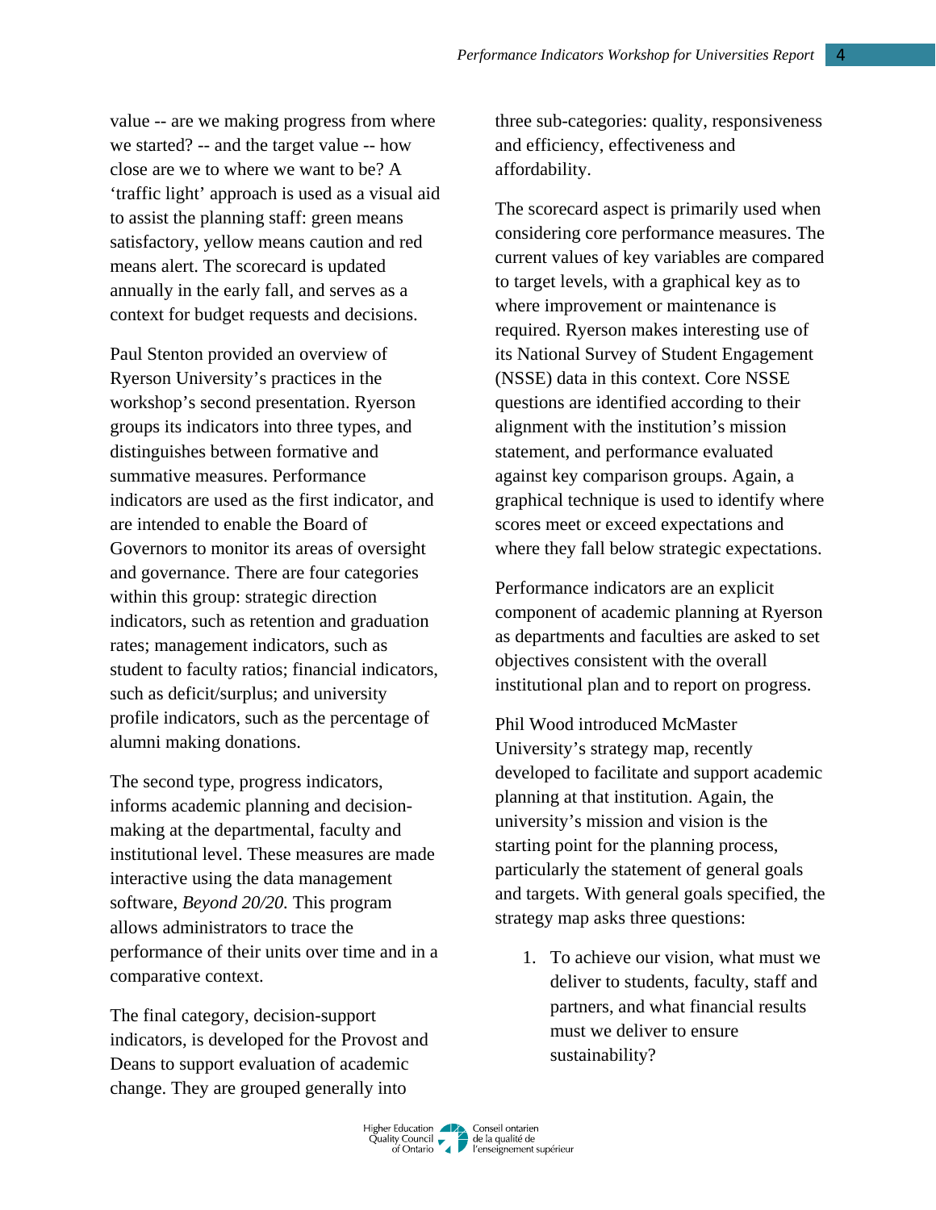value -- are we making progress from where we started? -- and the target value -- how close are we to where we want to be? A 'traffic light' approach is used as a visual aid to assist the planning staff: green means satisfactory, yellow means caution and red means alert. The scorecard is updated annually in the early fall, and serves as a context for budget requests and decisions.

Paul Stenton provided an overview of Ryerson University's practices in the workshop's second presentation. Ryerson groups its indicators into three types, and distinguishes between formative and summative measures. Performance indicators are used as the first indicator, and are intended to enable the Board of Governors to monitor its areas of oversight and governance. There are four categories within this group: strategic direction indicators, such as retention and graduation rates; management indicators, such as student to faculty ratios; financial indicators, such as deficit/surplus; and university profile indicators, such as the percentage of alumni making donations.

The second type, progress indicators, informs academic planning and decision-making at the departmental, faculty and institutional level. These measures are made interactive using the data management software, *Beyond 20/20.* This program allows administrators to trace the performance of their units over time and in a comparative context.

The final category, decision-support indicators, is developed for the Provost and Deans to support evaluation of academic change. They are grouped generally into three sub-categories: quality, responsiveness and efficiency, effectiveness and affordability.

The scorecard aspect is primarily used when considering core performance measures. The current values of key variables are compared to target levels, with a graphical key as to where improvement or maintenance is required. Ryerson makes interesting use of its National Survey of Student Engagement (NSSE) data in this context. Core NSSE questions are identified according to their alignment with the institution's mission statement, and performance evaluated against key comparison groups. Again, a graphical technique is used to identify where scores meet or exceed expectations and where they fall below strategic expectations.

Performance indicators are an explicit component of academic planning at Ryerson as departments and faculties are asked to set objectives consistent with the overall institutional plan and to report on progress.

Phil Wood introduced McMaster University's strategy map, recently developed to facilitate and support academic planning at that institution. Again, the university's mission and vision is the starting point for the planning process, particularly the statement of general goals and targets. With general goals specified, the strategy map asks three questions:

1. To achieve our vision, what must we deliver to students, faculty, staff and partners, and what financial results must we deliver to ensure sustainability?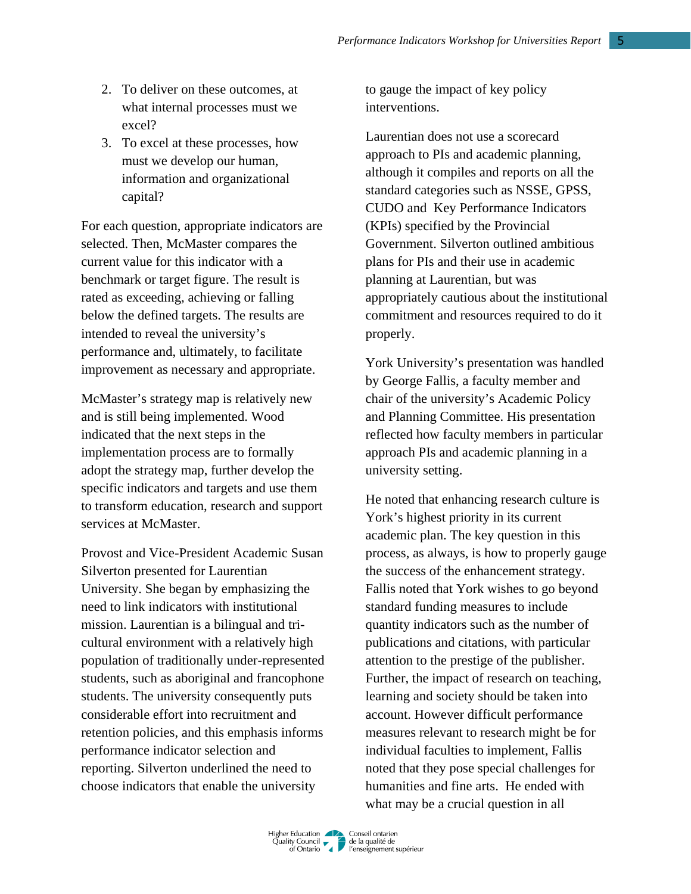2. To deliver on these outcomes, at what internal processes must we excel?
3. To excel at these processes, how must we develop our human, information and organizational capital?

For each question, appropriate indicators are selected. Then, McMaster compares the current value for this indicator with a benchmark or target figure. The result is rated as exceeding, achieving or falling below the defined targets. The results are intended to reveal the university's performance and, ultimately, to facilitate improvement as necessary and appropriate.

McMaster's strategy map is relatively new and is still being implemented. Wood indicated that the next steps in the implementation process are to formally adopt the strategy map, further develop the specific indicators and targets and use them to transform education, research and support services at McMaster.

Provost and Vice-President Academic Susan Silverton presented for Laurentian University. She began by emphasizing the need to link indicators with institutional mission. Laurentian is a bilingual and tri-cultural environment with a relatively high population of traditionally under-represented students, such as aboriginal and francophone students. The university consequently puts considerable effort into recruitment and retention policies, and this emphasis informs performance indicator selection and reporting. Silverton underlined the need to choose indicators that enable the university to gauge the impact of key policy interventions.

Laurentian does not use a scorecard approach to PIs and academic planning, although it compiles and reports on all the standard categories such as NSSE, GPSS, CUDO and Key Performance Indicators (KPIs) specified by the Provincial Government. Silverton outlined ambitious plans for PIs and their use in academic planning at Laurentian, but was appropriately cautious about the institutional commitment and resources required to do it properly.

York University's presentation was handled by George Fallis, a faculty member and chair of the university's Academic Policy and Planning Committee. His presentation reflected how faculty members in particular approach PIs and academic planning in a university setting.

He noted that enhancing research culture is York's highest priority in its current academic plan. The key question in this process, as always, is how to properly gauge the success of the enhancement strategy. Fallis noted that York wishes to go beyond standard funding measures to include quantity indicators such as the number of publications and citations, with particular attention to the prestige of the publisher. Further, the impact of research on teaching, learning and society should be taken into account. However difficult performance measures relevant to research might be for individual faculties to implement, Fallis noted that they pose special challenges for humanities and fine arts. He ended with what may be a crucial question in all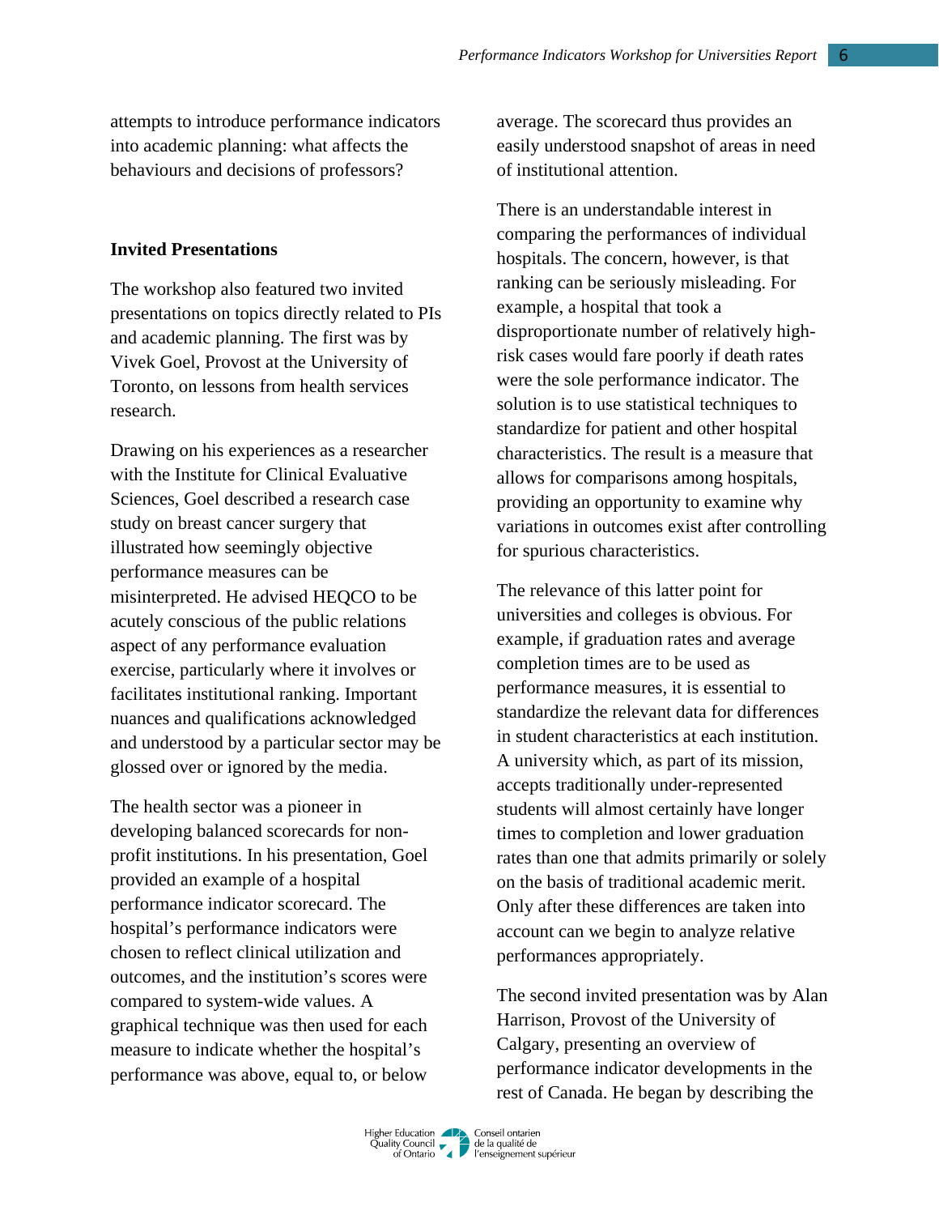attempts to introduce performance indicators into academic planning: what affects the behaviours and decisions of professors?

### Invited Presentations

The workshop also featured two invited presentations on topics directly related to PIs and academic planning. The first was by Vivek Goel, Provost at the University of Toronto, on lessons from health services research.

Drawing on his experiences as a researcher with the Institute for Clinical Evaluative Sciences, Goel described a research case study on breast cancer surgery that illustrated how seemingly objective performance measures can be misinterpreted. He advised HEQCO to be acutely conscious of the public relations aspect of any performance evaluation exercise, particularly where it involves or facilitates institutional ranking. Important nuances and qualifications acknowledged and understood by a particular sector may be glossed over or ignored by the media.

The health sector was a pioneer in developing balanced scorecards for non-profit institutions. In his presentation, Goel provided an example of a hospital performance indicator scorecard. The hospital's performance indicators were chosen to reflect clinical utilization and outcomes, and the institution's scores were compared to system-wide values. A graphical technique was then used for each measure to indicate whether the hospital's performance was above, equal to, or below average. The scorecard thus provides an easily understood snapshot of areas in need of institutional attention.

There is an understandable interest in comparing the performances of individual hospitals. The concern, however, is that ranking can be seriously misleading. For example, a hospital that took a disproportionate number of relatively high-risk cases would fare poorly if death rates were the sole performance indicator. The solution is to use statistical techniques to standardize for patient and other hospital characteristics. The result is a measure that allows for comparisons among hospitals, providing an opportunity to examine why variations in outcomes exist after controlling for spurious characteristics.

The relevance of this latter point for universities and colleges is obvious. For example, if graduation rates and average completion times are to be used as performance measures, it is essential to standardize the relevant data for differences in student characteristics at each institution. A university which, as part of its mission, accepts traditionally under-represented students will almost certainly have longer times to completion and lower graduation rates than one that admits primarily or solely on the basis of traditional academic merit. Only after these differences are taken into account can we begin to analyze relative performances appropriately.

The second invited presentation was by Alan Harrison, Provost of the University of Calgary, presenting an overview of performance indicator developments in the rest of Canada. He began by describing the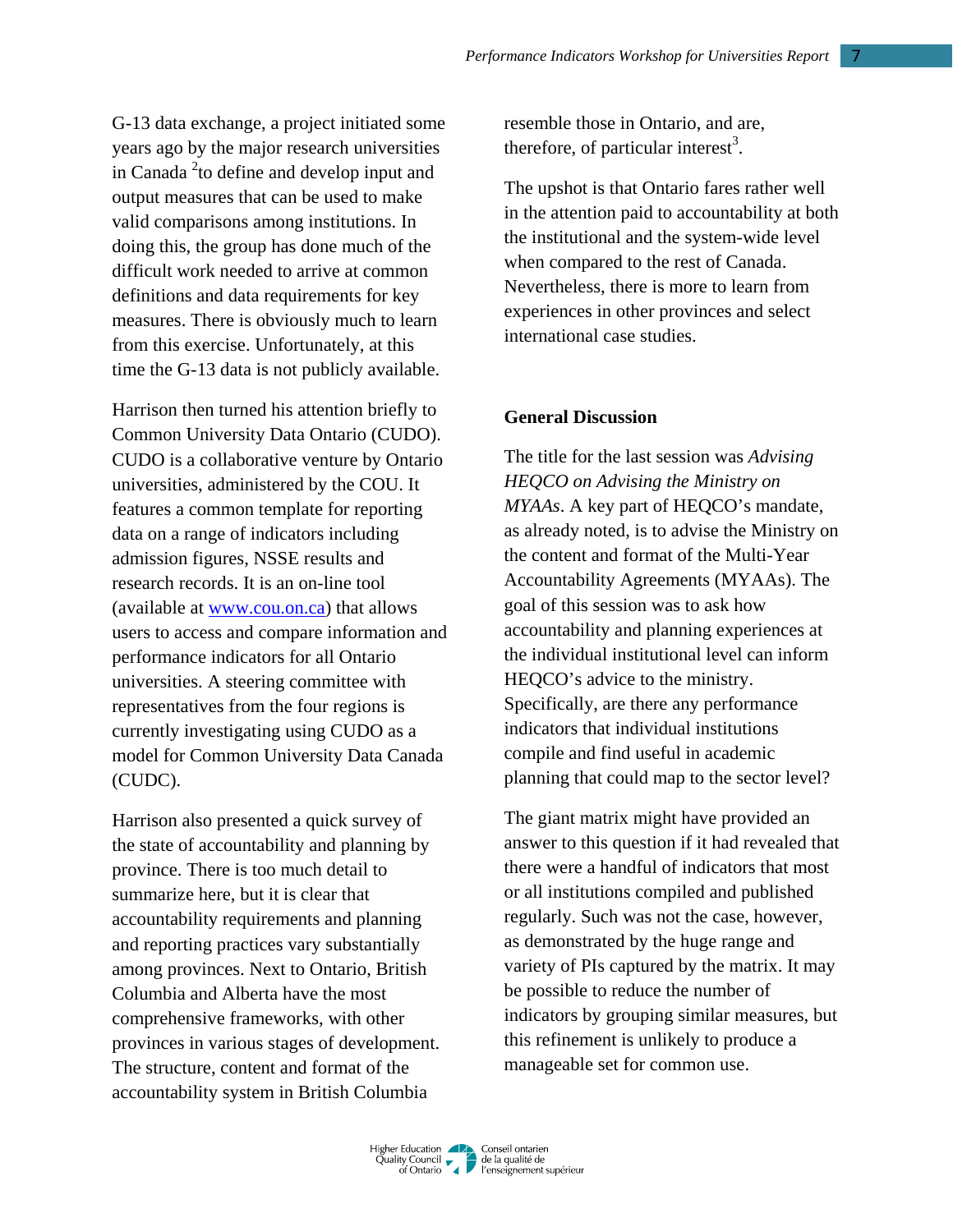G-13 data exchange, a project initiated some years ago by the major research universities in Canada [2] to define and develop input and output measures that can be used to make valid comparisons among institutions. In doing this, the group has done much of the difficult work needed to arrive at common definitions and data requirements for key measures. There is obviously much to learn from this exercise. Unfortunately, at this time the G-13 data is not publicly available.

Harrison then turned his attention briefly to Common University Data Ontario (CUDO). CUDO is a collaborative venture by Ontario universities, administered by the COU. It features a common template for reporting data on a range of indicators including admission figures, NSSE results and research records. It is an on-line tool (available at [www.cou.on.ca](http://www.cou.on.ca)) that allows users to access and compare information and performance indicators for all Ontario universities. A steering committee with representatives from the four regions is currently investigating using CUDO as a model for Common University Data Canada (CUDC).

Harrison also presented a quick survey of the state of accountability and planning by province. There is too much detail to summarize here, but it is clear that accountability requirements and planning and reporting practices vary substantially among provinces. Next to Ontario, British Columbia and Alberta have the most comprehensive frameworks, with other provinces in various stages of development. The structure, content and format of the accountability system in British Columbia resemble those in Ontario, and are, therefore, of particular interest[3].

The upshot is that Ontario fares rather well in the attention paid to accountability at both the institutional and the system-wide level when compared to the rest of Canada. Nevertheless, there is more to learn from experiences in other provinces and select international case studies.

### General Discussion

The title for the last session was *Advising HEQCO on Advising the Ministry on MYAAs*. A key part of HEQCO's mandate, as already noted, is to advise the Ministry on the content and format of the Multi-Year Accountability Agreements (MYAAs). The goal of this session was to ask how accountability and planning experiences at the individual institutional level can inform HEQCO's advice to the ministry. Specifically, are there any performance indicators that individual institutions compile and find useful in academic planning that could map to the sector level?

The giant matrix might have provided an answer to this question if it had revealed that there were a handful of indicators that most or all institutions compiled and published regularly. Such was not the case, however, as demonstrated by the huge range and variety of PIs captured by the matrix. It may be possible to reduce the number of indicators by grouping similar measures, but this refinement is unlikely to produce a manageable set for common use.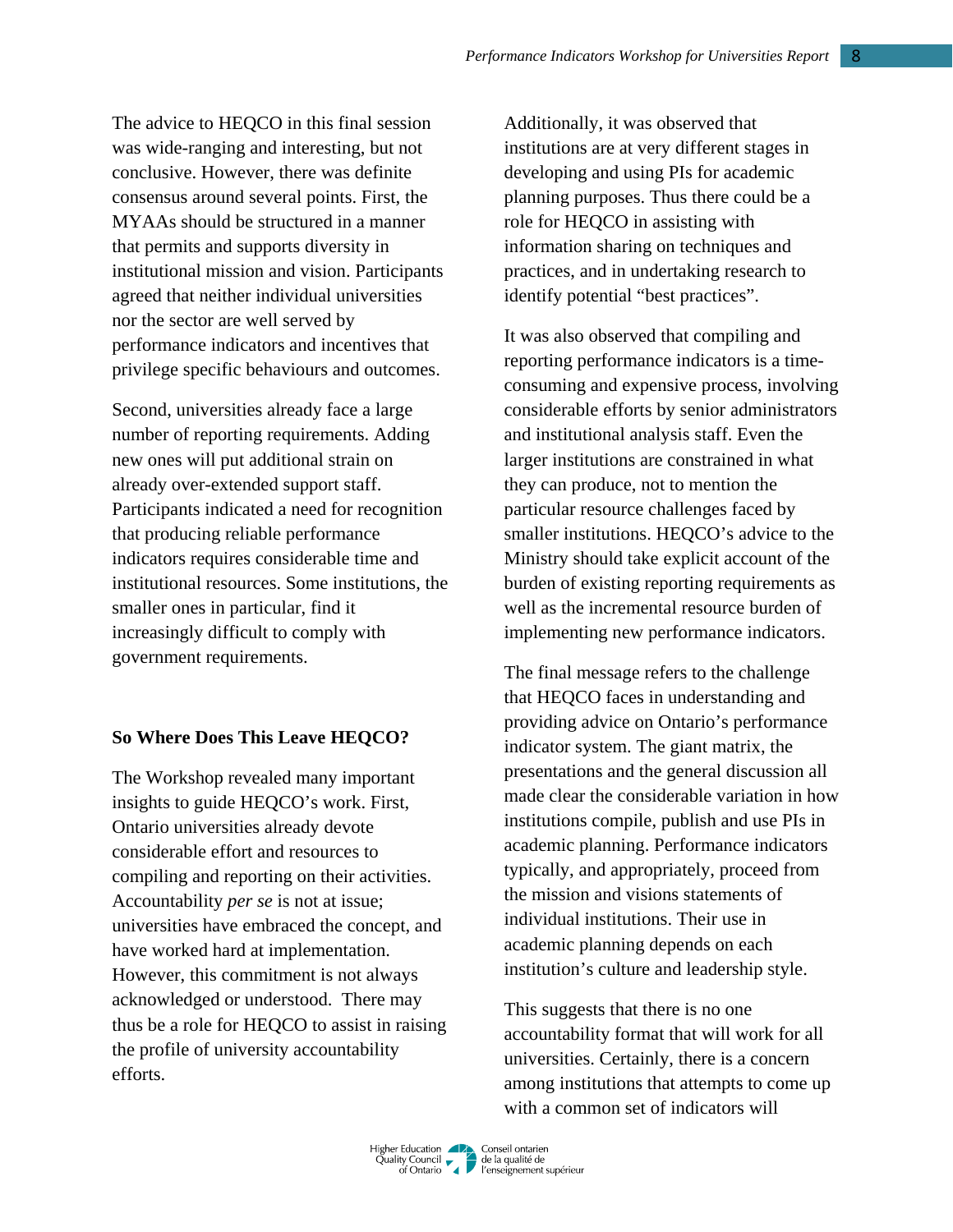The advice to HEQCO in this final session was wide-ranging and interesting, but not conclusive. However, there was definite consensus around several points. First, the MYAAs should be structured in a manner that permits and supports diversity in institutional mission and vision. Participants agreed that neither individual universities nor the sector are well served by performance indicators and incentives that privilege specific behaviours and outcomes.

Second, universities already face a large number of reporting requirements. Adding new ones will put additional strain on already over-extended support staff. Participants indicated a need for recognition that producing reliable performance indicators requires considerable time and institutional resources. Some institutions, the smaller ones in particular, find it increasingly difficult to comply with government requirements.

### So Where Does This Leave HEQCO?

The Workshop revealed many important insights to guide HEQCO's work. First, Ontario universities already devote considerable effort and resources to compiling and reporting on their activities. Accountability *per se* is not at issue; universities have embraced the concept, and have worked hard at implementation. However, this commitment is not always acknowledged or understood. There may thus be a role for HEQCO to assist in raising the profile of university accountability efforts.

Additionally, it was observed that institutions are at very different stages in developing and using PIs for academic planning purposes. Thus there could be a role for HEQCO in assisting with information sharing on techniques and practices, and in undertaking research to identify potential "best practices".

It was also observed that compiling and reporting performance indicators is a time-consuming and expensive process, involving considerable efforts by senior administrators and institutional analysis staff. Even the larger institutions are constrained in what they can produce, not to mention the particular resource challenges faced by smaller institutions. HEQCO's advice to the Ministry should take explicit account of the burden of existing reporting requirements as well as the incremental resource burden of implementing new performance indicators.

The final message refers to the challenge that HEQCO faces in understanding and providing advice on Ontario's performance indicator system. The giant matrix, the presentations and the general discussion all made clear the considerable variation in how institutions compile, publish and use PIs in academic planning. Performance indicators typically, and appropriately, proceed from the mission and visions statements of individual institutions. Their use in academic planning depends on each institution's culture and leadership style.

This suggests that there is no one accountability format that will work for all universities. Certainly, there is a concern among institutions that attempts to come up with a common set of indicators will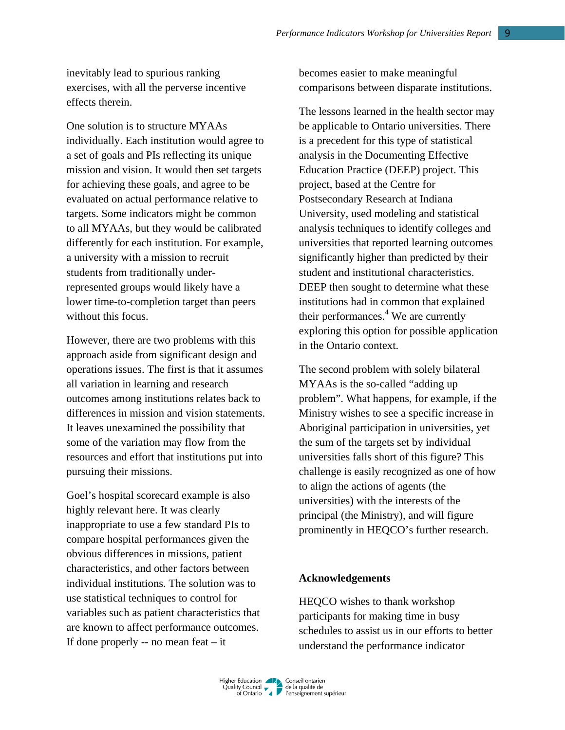inevitably lead to spurious ranking exercises, with all the perverse incentive effects therein.

One solution is to structure MYAAs individually. Each institution would agree to a set of goals and PIs reflecting its unique mission and vision. It would then set targets for achieving these goals, and agree to be evaluated on actual performance relative to targets. Some indicators might be common to all MYAAs, but they would be calibrated differently for each institution. For example, a university with a mission to recruit students from traditionally under-represented groups would likely have a lower time-to-completion target than peers without this focus.

However, there are two problems with this approach aside from significant design and operations issues. The first is that it assumes all variation in learning and research outcomes among institutions relates back to differences in mission and vision statements. It leaves unexamined the possibility that some of the variation may flow from the resources and effort that institutions put into pursuing their missions.

Goel's hospital scorecard example is also highly relevant here. It was clearly inappropriate to use a few standard PIs to compare hospital performances given the obvious differences in missions, patient characteristics, and other factors between individual institutions. The solution was to use statistical techniques to control for variables such as patient characteristics that are known to affect performance outcomes. If done properly -- no mean feat – it becomes easier to make meaningful comparisons between disparate institutions.

The lessons learned in the health sector may be applicable to Ontario universities. There is a precedent for this type of statistical analysis in the Documenting Effective Education Practice (DEEP) project. This project, based at the Centre for Postsecondary Research at Indiana University, used modeling and statistical analysis techniques to identify colleges and universities that reported learning outcomes significantly higher than predicted by their student and institutional characteristics. DEEP then sought to determine what these institutions had in common that explained their performances.[4] We are currently exploring this option for possible application in the Ontario context.

The second problem with solely bilateral MYAAs is the so-called "adding up problem". What happens, for example, if the Ministry wishes to see a specific increase in Aboriginal participation in universities, yet the sum of the targets set by individual universities falls short of this figure? This challenge is easily recognized as one of how to align the actions of agents (the universities) with the interests of the principal (the Ministry), and will figure prominently in HEQCO's further research.

**Acknowledgements**

HEQCO wishes to thank workshop participants for making time in busy schedules to assist us in our efforts to better understand the performance indicator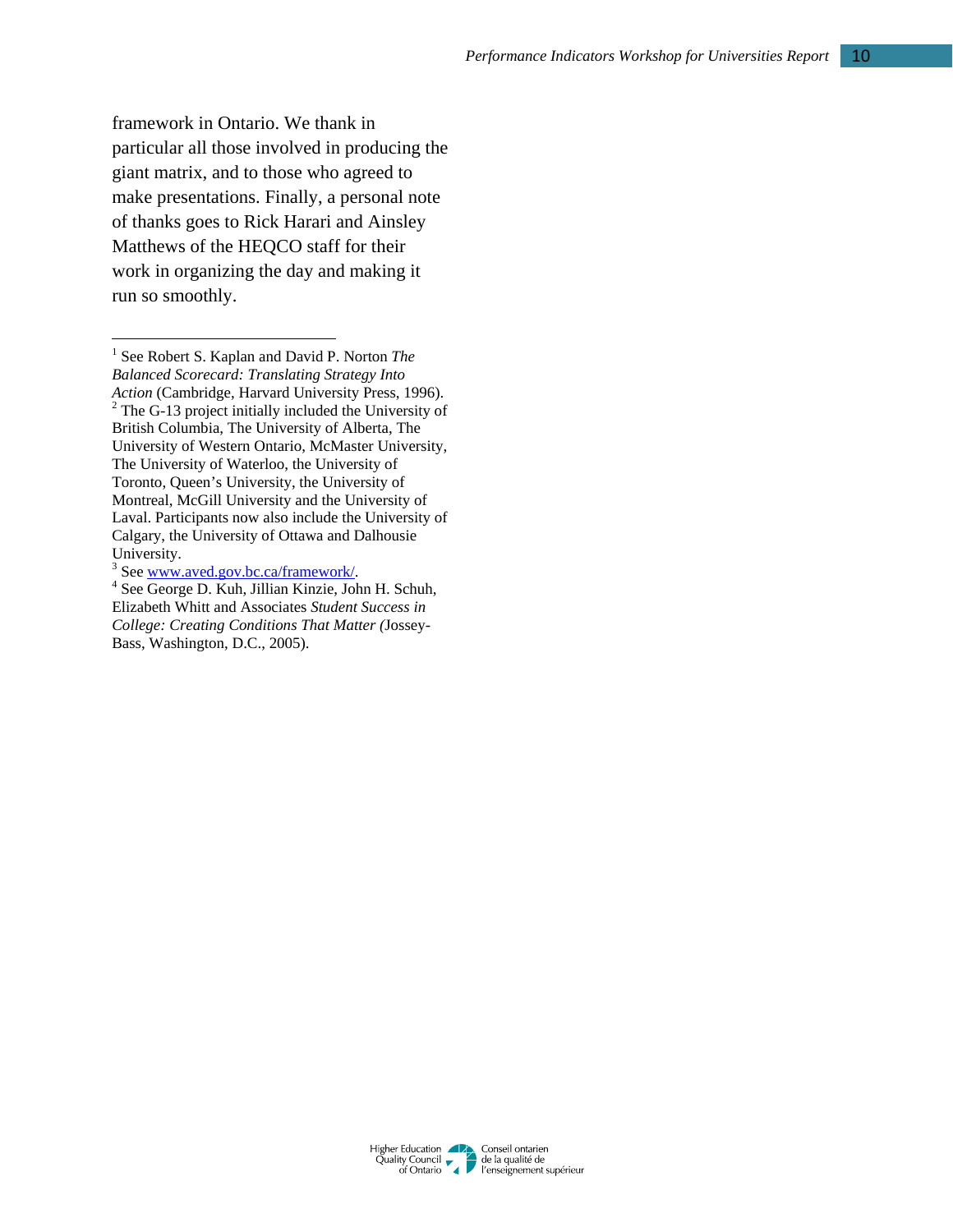framework in Ontario. We thank in particular all those involved in producing the giant matrix, and to those who agreed to make presentations. Finally, a personal note of thanks goes to Rick Harari and Ainsley Matthews of the HEQCO staff for their work in organizing the day and making it run so smoothly.

---

[1] See Robert S. Kaplan and David P. Norton *The Balanced Scorecard: Translating Strategy Into Action* (Cambridge, Harvard University Press, 1996).

[2] The G-13 project initially included the University of British Columbia, The University of Alberta, The University of Western Ontario, McMaster University, The University of Waterloo, the University of Toronto, Queen's University, the University of Montreal, McGill University and the University of Laval. Participants now also include the University of Calgary, the University of Ottawa and Dalhousie University.

[3] See www.aved.gov.bc.ca/framework/.

[4] See George D. Kuh, Jillian Kinzie, John H. Schuh, Elizabeth Whitt and Associates *Student Success in College: Creating Conditions That Matter* (Jossey-Bass, Washington, D.C., 2005).